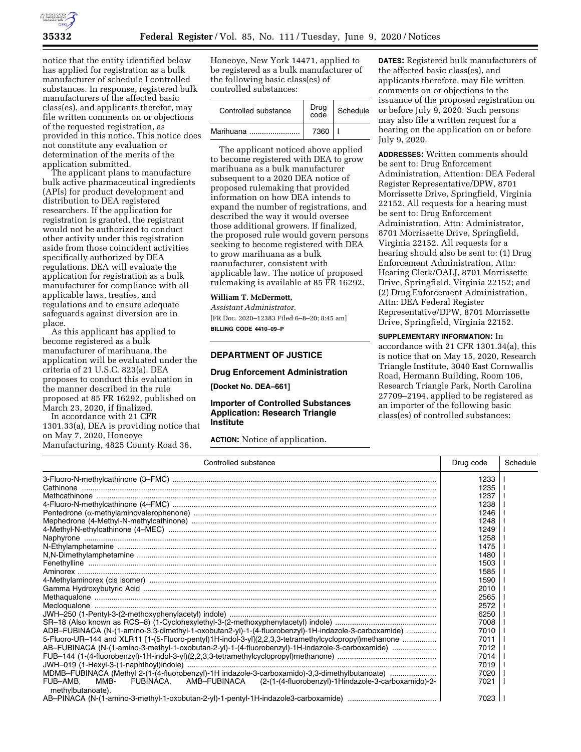notice that the entity identified below has applied for registration as a bulk manufacturer of schedule I controlled substances. In response, registered bulk manufacturers of the affected basic class(es), and applicants therefor, may file written comments on or objections of the requested registration, as provided in this notice. This notice does not constitute any evaluation or determination of the merits of the application submitted.

The applicant plans to manufacture bulk active pharmaceutical ingredients (APIs) for product development and distribution to DEA registered researchers. If the application for registration is granted, the registrant would not be authorized to conduct other activity under this registration aside from those coincident activities specifically authorized by DEA regulations. DEA will evaluate the application for registration as a bulk manufacturer for compliance with all applicable laws, treaties, and regulations and to ensure adequate safeguards against diversion are in place.

As this applicant has applied to become registered as a bulk manufacturer of marihuana, the application will be evaluated under the criteria of 21 U.S.C. 823(a). DEA proposes to conduct this evaluation in the manner described in the rule proposed at 85 FR 16292, published on March 23, 2020, if finalized.

In accordance with 21 CFR 1301.33(a), DEA is providing notice that on May 7, 2020, Honeoye Manufacturing, 4825 County Road 36, Honeoye, New York 14471, applied to be registered as a bulk manufacturer of the following basic class(es) of controlled substances:

| Controlled substance | Drug code | Schedule |
|---|---|---|
| Marihuana | 7360 | I |

The applicant noticed above applied to become registered with DEA to grow marihuana as a bulk manufacturer subsequent to a 2020 DEA notice of proposed rulemaking that provided information on how DEA intends to expand the number of registrations, and described the way it would oversee those additional growers. If finalized, the proposed rule would govern persons seeking to become registered with DEA to grow marihuana as a bulk manufacturer, consistent with applicable law. The notice of proposed rulemaking is available at 85 FR 16292.

**William T. McDermott,**

*Assistant Administrator.*

[FR Doc. 2020–12383 Filed 6–8–20; 8:45 am]

**BILLING CODE 4410–09–P**

## DEPARTMENT OF JUSTICE

### Drug Enforcement Administration

**[Docket No. DEA–661]**

### Importer of Controlled Substances Application: Research Triangle Institute

**ACTION:** Notice of application.

**DATES:** Registered bulk manufacturers of the affected basic class(es), and applicants therefore, may file written comments on or objections to the issuance of the proposed registration on or before July 9, 2020. Such persons may also file a written request for a hearing on the application on or before July 9, 2020.

**ADDRESSES:** Written comments should be sent to: Drug Enforcement Administration, Attention: DEA Federal Register Representative/DPW, 8701 Morrissette Drive, Springfield, Virginia 22152. All requests for a hearing must be sent to: Drug Enforcement Administration, Attn: Administrator, 8701 Morrissette Drive, Springfield, Virginia 22152. All requests for a hearing should also be sent to: (1) Drug Enforcement Administration, Attn: Hearing Clerk/OALJ, 8701 Morrissette Drive, Springfield, Virginia 22152; and (2) Drug Enforcement Administration, Attn: DEA Federal Register Representative/DPW, 8701 Morrissette Drive, Springfield, Virginia 22152.

**SUPPLEMENTARY INFORMATION:** In accordance with 21 CFR 1301.34(a), this is notice that on May 15, 2020, Research Triangle Institute, 3040 East Cornwallis Road, Hermann Building, Room 106, Research Triangle Park, North Carolina 27709–2194, applied to be registered as an importer of the following basic class(es) of controlled substances:

| Controlled substance | Drug code | Schedule |
|---|---|---|
| 3-Fluoro-N-methylcathinone (3–FMC) | 1233 | I |
| Cathinone | 1235 | I |
| Methcathinone | 1237 | I |
| 4-Fluoro-N-methylcathinone (4–FMC) | 1238 | I |
| Pentedrone (α-methylaminovalerophenone) | 1246 | I |
| Mephedrone (4-Methyl-N-methylcathinone) | 1248 | I |
| 4-Methyl-N-ethylcathinone (4–MEC) | 1249 | I |
| Naphyrone | 1258 | I |
| N-Ethylamphetamine | 1475 | I |
| N,N-Dimethylamphetamine | 1480 | I |
| Fenethylline | 1503 | I |
| Aminorex | 1585 | I |
| 4-Methylaminorex (cis isomer) | 1590 | I |
| Gamma Hydroxybutyric Acid | 2010 | I |
| Methaqualone | 2565 | I |
| Mecloqualone | 2572 | I |
| JWH–250 (1-Pentyl-3-(2-methoxyphenylacetyl) indole) | 6250 | I |
| SR–18 (Also known as RCS–8) (1-Cyclohexylethyl-3-(2-methoxyphenylacetyl) indole) | 7008 | I |
| ADB–FUBINACA (N-(1-amino-3,3-dimethyl-1-oxobutan2-yl)-1-(4-fluorobenzyl)-1H-indazole-3-carboxamide) | 7010 | I |
| 5-Fluoro-UR–144 and XLR11 [1-(5-Fluoro-pentyl)1H-indol-3-yl](2,2,3,3-tetramethylcyclopropyl)methanone | 7011 | I |
| AB–FUBINACA (N-(1-amino-3-methyl-1-oxobutan-2-yl)-1-(4-fluorobenzyl)-1H-indazole-3-carboxamide) | 7012 | I |
| FUB–144 (1-(4-fluorobenzyl)-1H-indol-3-yl)(2,2,3,3-tetramethylcyclopropyl)methanone) | 7014 | I |
| JWH–019 (1-Hexyl-3-(1-naphthoyl)indole) | 7019 | I |
| MDMB–FUBINACA (Methyl 2-(1-(4-fluorobenzyl)-1H indazole-3-carboxamido)-3,3-dimethylbutanoate) | 7020 | I |
| FUB–AMB, MMB- FUBINACA, AMB–FUBINACA (2-(1-(4-fluorobenzyl)-1Hindazole-3-carboxamido)-3-methylbutanoate). | 7021 | I |
| AB–PINACA (N-(1-amino-3-methyl-1-oxobutan-2-yl)-1-pentyl-1H-indazole3-carboxamide) | 7023 | I |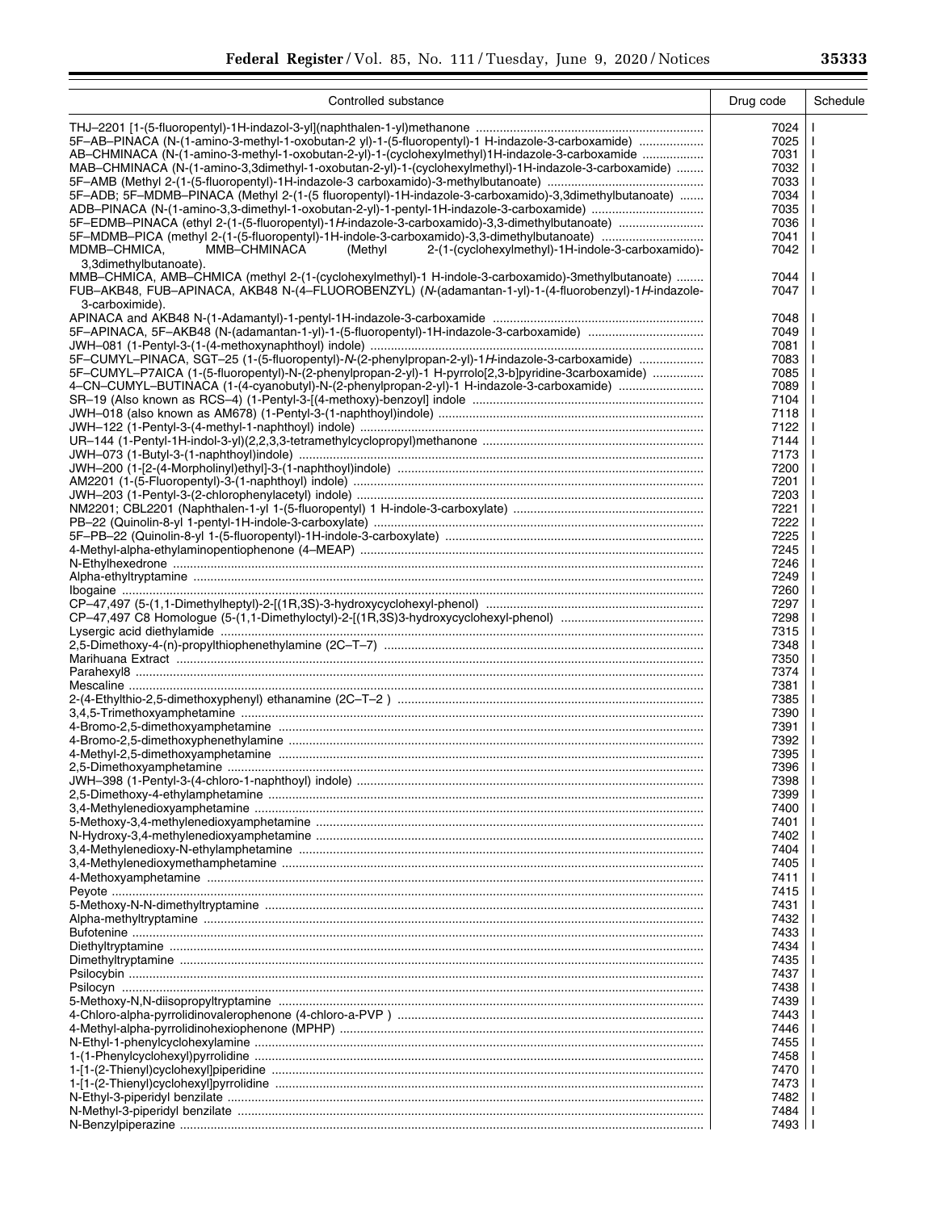| Controlled substance | Drug code | Schedule |
| --- | --- | --- |
| THJ–2201 [1-(5-fluoropentyl)-1H-indazol-3-yl](naphthalen-1-yl)methanone | 7024 | I |
| 5F–AB–PINACA (N-(1-amino-3-methyl-1-oxobutan-2 yl)-1-(5-fluoropentyl)-1 H-indazole-3-carboxamide) | 7025 | I |
| AB–CHMINACA (N-(1-amino-3-methyl-1-oxobutan-2-yl)-1-(cyclohexylmethyl)1H-indazole-3-carboxamide | 7031 | I |
| MAB–CHMINACA (N-(1-amino-3,3dimethyl-1-oxobutan-2-yl)-1-(cyclohexylmethyl)-1H-indazole-3-carboxamide) | 7032 | I |
| 5F–AMB (Methyl 2-(1-(5-fluoropentyl)-1H-indazole-3 carboxamido)-3-methylbutanoate) | 7033 | I |
| 5F–ADB; 5F–MDMB–PINACA (Methyl 2-(1-(5 fluoropentyl)-1H-indazole-3-carboxamido)-3,3dimethylbutanoate) | 7034 | I |
| ADB–PINACA (N-(1-amino-3,3-dimethyl-1-oxobutan-2-yl)-1-pentyl-1H-indazole-3-carboxamide) | 7035 | I |
| 5F–EDMB–PINACA (ethyl 2-(1-(5-fluoropentyl)-1*H*-indazole-3-carboxamido)-3,3-dimethylbutanoate) | 7036 | I |
| 5F–MDMB–PICA (methyl 2-(1-(5-fluoropentyl)-1H-indole-3-carboxamido)-3,3-dimethylbutanoate) | 7041 | I |
| MDMB–CHMICA, MMB–CHMINACA (Methyl 2-(1-(cyclohexylmethyl)-1H-indole-3-carboxamido)-3,3dimethylbutanoate). | 7042 | I |
| MMB–CHMICA, AMB–CHMICA (methyl 2-(1-(cyclohexylmethyl)-1 H-indole-3-carboxamido)-3methylbutanoate) | 7044 | I |
| FUB–AKB48, FUB–APINACA, AKB48 N-(4–FLUOROBENZYL) (*N*-(adamantan-1-yl)-1-(4-fluorobenzyl)-1*H*-indazole-3-carboximide). | 7047 | I |
| APINACA and AKB48 N-(1-Adamantyl)-1-pentyl-1H-indazole-3-carboxamide | 7048 | I |
| 5F–APINACA, 5F–AKB48 (N-(adamantan-1-yl)-1-(5-fluoropentyl)-1H-indazole-3-carboxamide) | 7049 | I |
| JWH–081 (1-Pentyl-3-(1-(4-methoxynaphthoyl) indole) | 7081 | I |
| 5F–CUMYL–PINACA, SGT–25 (1-(5-fluoropentyl)-*N*-(2-phenylpropan-2-yl)-1*H*-indazole-3-carboxamide) | 7083 | I |
| 5F–CUMYL–P7AICA (1-(5-fluoropentyl)-N-(2-phenylpropan-2-yl)-1 H-pyrrolo[2,3-b]pyridine-3carboxamide) | 7085 | I |
| 4–CN–CUMYL–BUTINACA (1-(4-cyanobutyl)-N-(2-phenylpropan-2-yl)-1 H-indazole-3-carboxamide) | 7089 | I |
| SR–19 (Also known as RCS–4) (1-Pentyl-3-[(4-methoxy)-benzoyl] indole | 7104 | I |
| JWH–018 (also known as AM678) (1-Pentyl-3-(1-naphthoyl)indole) | 7118 | I |
| JWH–122 (1-Pentyl-3-(4-methyl-1-naphthoyl) indole) | 7122 | I |
| UR–144 (1-Pentyl-1H-indol-3-yl)(2,2,3,3-tetramethylcyclopropyl)methanone | 7144 | I |
| JWH–073 (1-Butyl-3-(1-naphthoyl)indole) | 7173 | I |
| JWH–200 (1-[2-(4-Morpholinyl)ethyl]-3-(1-naphthoyl)indole) | 7200 | I |
| AM2201 (1-(5-Fluoropentyl)-3-(1-naphthoyl) indole) | 7201 | I |
| JWH–203 (1-Pentyl-3-(2-chlorophenylacetyl) indole) | 7203 | I |
| NM2201; CBL2201 (Naphthalen-1-yl 1-(5-fluoropentyl) 1 H-indole-3-carboxylate) | 7221 | I |
| PB–22 (Quinolin-8-yl 1-pentyl-1H-indole-3-carboxylate) | 7222 | I |
| 5F–PB–22 (Quinolin-8-yl 1-(5-fluoropentyl)-1H-indole-3-carboxylate) | 7225 | I |
| 4-Methyl-alpha-ethylaminopentiophenone (4–MEAP) | 7245 | I |
| N-Ethylhexedrone | 7246 | I |
| Alpha-ethyltryptamine | 7249 | I |
| Ibogaine | 7260 | I |
| CP–47,497 (5-(1,1-Dimethylheptyl)-2-[(1R,3S)-3-hydroxycyclohexyl-phenol) | 7297 | I |
| CP–47,497 C8 Homologue (5-(1,1-Dimethyloctyl)-2-[(1R,3S)3-hydroxycyclohexyl-phenol) | 7298 | I |
| Lysergic acid diethylamide | 7315 | I |
| 2,5-Dimethoxy-4-(n)-propylthiophenethylamine (2C–T–7) | 7348 | I |
| Marihuana Extract | 7350 | I |
| Parahexyl8 | 7374 | I |
| Mescaline | 7381 | I |
| 2-(4-Ethylthio-2,5-dimethoxyphenyl) ethanamine (2C–T–2 ) | 7385 | I |
| 3,4,5-Trimethoxyamphetamine | 7390 | I |
| 4-Bromo-2,5-dimethoxyamphetamine | 7391 | I |
| 4-Bromo-2,5-dimethoxyphenethylamine | 7392 | I |
| 4-Methyl-2,5-dimethoxyamphetamine | 7395 | I |
| 2,5-Dimethoxyamphetamine | 7396 | I |
| JWH–398 (1-Pentyl-3-(4-chloro-1-naphthoyl) indole) | 7398 | I |
| 2,5-Dimethoxy-4-ethylamphetamine | 7399 | I |
| 3,4-Methylenedioxyamphetamine | 7400 | I |
| 5-Methoxy-3,4-methylenedioxyamphetamine | 7401 | I |
| N-Hydroxy-3,4-methylenedioxyamphetamine | 7402 | I |
| 3,4-Methylenedioxy-N-ethylamphetamine | 7404 | I |
| 3,4-Methylenedioxymethamphetamine | 7405 | I |
| 4-Methoxyamphetamine | 7411 | I |
| Peyote | 7415 | I |
| 5-Methoxy-N-N-dimethyltryptamine | 7431 | I |
| Alpha-methyltryptamine | 7432 | I |
| Bufotenine | 7433 | I |
| Diethyltryptamine | 7434 | I |
| Dimethyltryptamine | 7435 | I |
| Psilocybin | 7437 | I |
| Psilocyn | 7438 | I |
| 5-Methoxy-N,N-diisopropyltryptamine | 7439 | I |
| 4-Chloro-alpha-pyrrolidinovalerophenone (4-chloro-a-PVP ) | 7443 | I |
| 4-Methyl-alpha-pyrrolidinohexiophenone (MPHP) | 7446 | I |
| N-Ethyl-1-phenylcyclohexylamine | 7455 | I |
| 1-(1-Phenylcyclohexyl)pyrrolidine | 7458 | I |
| 1-[1-(2-Thienyl)cyclohexyl]piperidine | 7470 | I |
| 1-[1-(2-Thienyl)cyclohexyl]pyrrolidine | 7473 | I |
| N-Ethyl-3-piperidyl benzilate | 7482 | I |
| N-Methyl-3-piperidyl benzilate | 7484 | I |
| N-Benzylpiperazine | 7493 | I |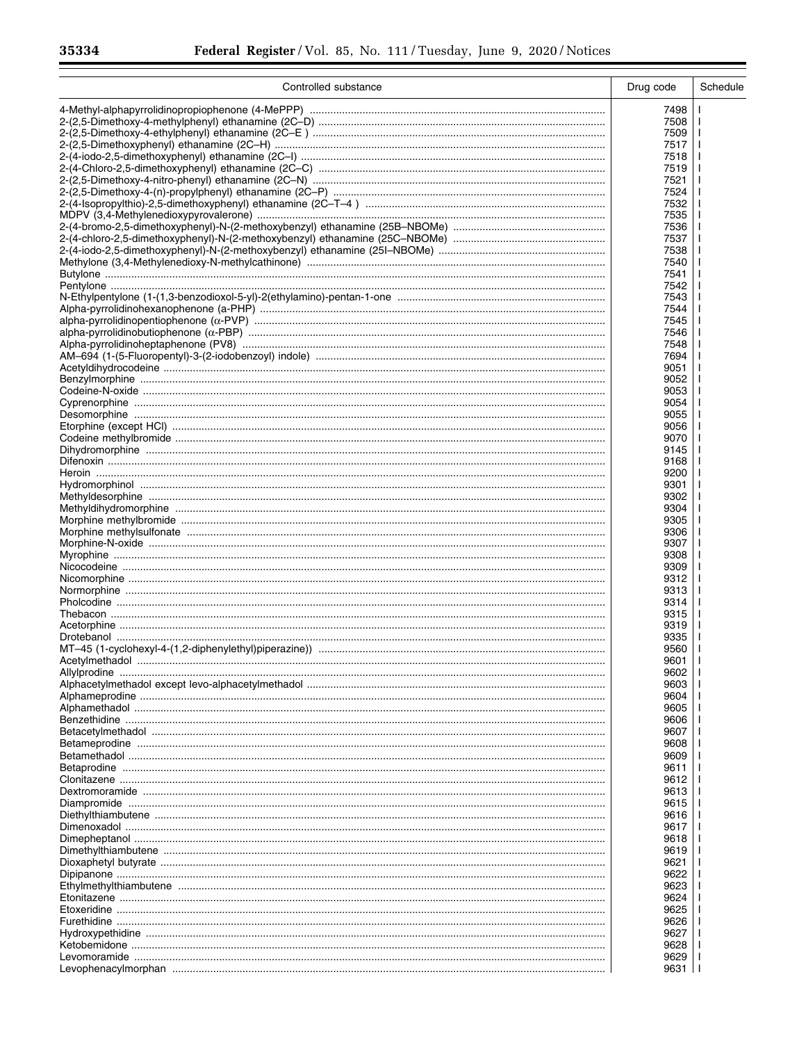| Controlled substance | Drug code | Schedule |
|---|---|---|
| 4-Methyl-alphapyrrolidinopropiophenone (4-MePPP) | 7498 | I |
| 2-(2,5-Dimethoxy-4-methylphenyl) ethanamine (2C–D) | 7508 | I |
| 2-(2,5-Dimethoxy-4-ethylphenyl) ethanamine (2C–E ) | 7509 | I |
| 2-(2,5-Dimethoxyphenyl) ethanamine (2C–H) | 7517 | I |
| 2-(4-iodo-2,5-dimethoxyphenyl) ethanamine (2C–I) | 7518 | I |
| 2-(4-Chloro-2,5-dimethoxyphenyl) ethanamine (2C–C) | 7519 | I |
| 2-(2,5-Dimethoxy-4-nitro-phenyl) ethanamine (2C–N) | 7521 | I |
| 2-(2,5-Dimethoxy-4-(n)-propylphenyl) ethanamine (2C–P) | 7524 | I |
| 2-(4-Isopropylthio)-2,5-dimethoxyphenyl) ethanamine (2C–T–4 ) | 7532 | I |
| MDPV (3,4-Methylenedioxypyrovalerone) | 7535 | I |
| 2-(4-bromo-2,5-dimethoxyphenyl)-N-(2-methoxybenzyl) ethanamine (25B–NBOMe) | 7536 | I |
| 2-(4-chloro-2,5-dimethoxyphenyl)-N-(2-methoxybenzyl) ethanamine (25C–NBOMe) | 7537 | I |
| 2-(4-iodo-2,5-dimethoxyphenyl)-N-(2-methoxybenzyl) ethanamine (25I–NBOMe) | 7538 | I |
| Methylone (3,4-Methylenedioxy-N-methylcathinone) | 7540 | I |
| Butylone | 7541 | I |
| Pentylone | 7542 | I |
| N-Ethylpentylone (1-(1,3-benzodioxol-5-yl)-2(ethylamino)-pentan-1-one | 7543 | I |
| Alpha-pyrrolidinohexanophenone (a-PHP) | 7544 | I |
| alpha-pyrrolidinopentiophenone (α-PVP) | 7545 | I |
| alpha-pyrrolidinobutiophenone (α-PBP) | 7546 | I |
| Alpha-pyrrolidinoheptaphenone (PV8) | 7548 | I |
| AM–694 (1-(5-Fluoropentyl)-3-(2-iodobenzoyl) indole) | 7694 | I |
| Acetyldihydrocodeine | 9051 | I |
| Benzylmorphine | 9052 | I |
| Codeine-N-oxide | 9053 | I |
| Cyprenorphine | 9054 | I |
| Desomorphine | 9055 | I |
| Etorphine (except HCl) | 9056 | I |
| Codeine methylbromide | 9070 | I |
| Dihydromorphine | 9145 | I |
| Difenoxin | 9168 | I |
| Heroin | 9200 | I |
| Hydromorphinol | 9301 | I |
| Methyldesorphine | 9302 | I |
| Methyldihydromorphine | 9304 | I |
| Morphine methylbromide | 9305 | I |
| Morphine methylsulfonate | 9306 | I |
| Morphine-N-oxide | 9307 | I |
| Myrophine | 9308 | I |
| Nicocodeine | 9309 | I |
| Nicomorphine | 9312 | I |
| Normorphine | 9313 | I |
| Pholcodine | 9314 | I |
| Thebacon | 9315 | I |
| Acetorphine | 9319 | I |
| Drotebanol | 9335 | I |
| MT–45 (1-cyclohexyl-4-(1,2-diphenylethyl)piperazine)) | 9560 | I |
| Acetylmethadol | 9601 | I |
| Allylprodine | 9602 | I |
| Alphacetylmethadol except levo-alphacetylmethadol | 9603 | I |
| Alphameprodine | 9604 | I |
| Alphamethadol | 9605 | I |
| Benzethidine | 9606 | I |
| Betacetylmethadol | 9607 | I |
| Betameprodine | 9608 | I |
| Betamethadol | 9609 | I |
| Betaprodine | 9611 | I |
| Clonitazene | 9612 | I |
| Dextromoramide | 9613 | I |
| Diampromide | 9615 | I |
| Diethylthiambutene | 9616 | I |
| Dimenoxadol | 9617 | I |
| Dimepheptanol | 9618 | I |
| Dimethylthiambutene | 9619 | I |
| Dioxaphetyl butyrate | 9621 | I |
| Dipipanone | 9622 | I |
| Ethylmethylthiambutene | 9623 | I |
| Etonitazene | 9624 | I |
| Etoxeridine | 9625 | I |
| Furethidine | 9626 | I |
| Hydroxypethidine | 9627 | I |
| Ketobemidone | 9628 | I |
| Levomoramide | 9629 | I |
| Levophenacylmorphan | 9631 | I |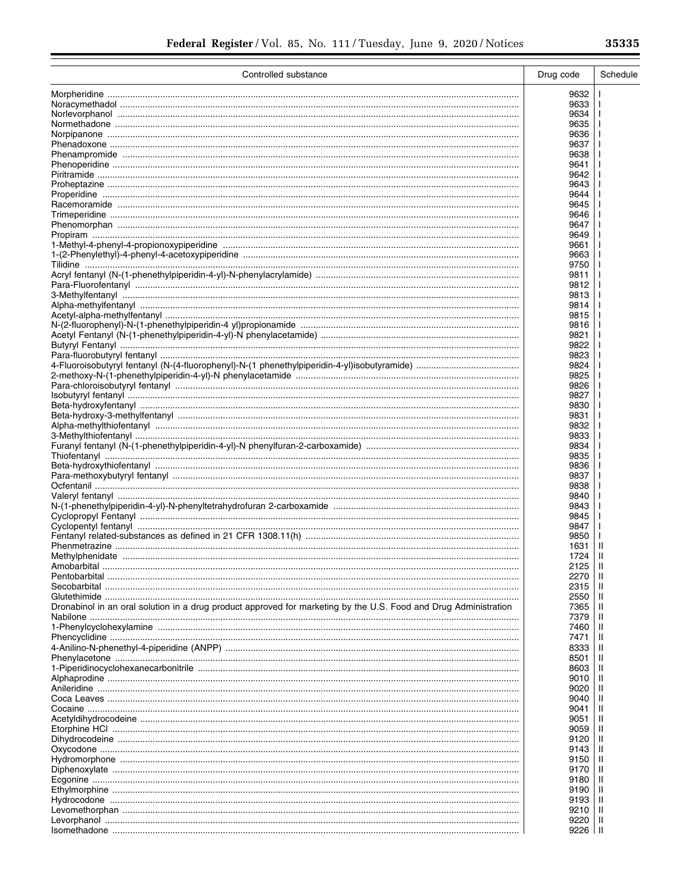| Controlled substance | Drug code | Schedule |
|---|---|---|
| Morpheridine | 9632 | I |
| Noracymethadol | 9633 | I |
| Norlevorphanol | 9634 | I |
| Normethadone | 9635 | I |
| Norpipanone | 9636 | I |
| Phenadoxone | 9637 | I |
| Phenampromide | 9638 | I |
| Phenoperidine | 9641 | I |
| Piritramide | 9642 | I |
| Proheptazine | 9643 | I |
| Properidine | 9644 | I |
| Racemoramide | 9645 | I |
| Trimeperidine | 9646 | I |
| Phenomorphan | 9647 | I |
| Propiram | 9649 | I |
| 1-Methyl-4-phenyl-4-propionoxypiperidine | 9661 | I |
| 1-(2-Phenylethyl)-4-phenyl-4-acetoxypiperidine | 9663 | I |
| Tilidine | 9750 | I |
| Acryl fentanyl (N-(1-phenethylpiperidin-4-yl)-N-phenylacrylamide) | 9811 | I |
| Para-Fluorofentanyl | 9812 | I |
| 3-Methylfentanyl | 9813 | I |
| Alpha-methylfentanyl | 9814 | I |
| Acetyl-alpha-methylfentanyl | 9815 | I |
| N-(2-fluorophenyl)-N-(1-phenethylpiperidin-4 yl)propionamide | 9816 | I |
| Acetyl Fentanyl (N-(1-phenethylpiperidin-4-yl)-N phenylacetamide) | 9821 | I |
| Butyryl Fentanyl | 9822 | I |
| Para-fluorobutyryl fentanyl | 9823 | I |
| 4-Fluoroisobutyryl fentanyl (N-(4-fluorophenyl)-N-(1 phenethylpiperidin-4-yl)isobutyramide) | 9824 | I |
| 2-methoxy-N-(1-phenethylpiperidin-4-yl)-N phenylacetamide | 9825 | I |
| Para-chloroisobutyryl fentanyl | 9826 | I |
| Isobutyryl fentanyl | 9827 | I |
| Beta-hydroxyfentanyl | 9830 | I |
| Beta-hydroxy-3-methylfentanyl | 9831 | I |
| Alpha-methylthiofentanyl | 9832 | I |
| 3-Methylthiofentanyl | 9833 | I |
| Furanyl fentanyl (N-(1-phenethylpiperidin-4-yl)-N phenylfuran-2-carboxamide) | 9834 | I |
| Thiofentanyl | 9835 | I |
| Beta-hydroxythiofentanyl | 9836 | I |
| Para-methoxybutyryl fentanyl | 9837 | I |
| Ocfentanil | 9838 | I |
| Valeryl fentanyl | 9840 | I |
| N-(1-phenethylpiperidin-4-yl)-N-phenyltetrahydrofuran 2-carboxamide | 9843 | I |
| Cyclopropyl Fentanyl | 9845 | I |
| Cyclopentyl fentanyl | 9847 | I |
| Fentanyl related-substances as defined in 21 CFR 1308.11(h) | 9850 | I |
| Phenmetrazine | 1631 | II |
| Methylphenidate | 1724 | II |
| Amobarbital | 2125 | II |
| Pentobarbital | 2270 | II |
| Secobarbital | 2315 | II |
| Glutethimide | 2550 | II |
| Dronabinol in an oral solution in a drug product approved for marketing by the U.S. Food and Drug Administration | 7365 | II |
| Nabilone | 7379 | II |
| 1-Phenylcyclohexylamine | 7460 | II |
| Phencyclidine | 7471 | II |
| 4-Anilino-N-phenethyl-4-piperidine (ANPP) | 8333 | II |
| Phenylacetone | 8501 | II |
| 1-Piperidinocyclohexanecarbonitrile | 8603 | II |
| Alphaprodine | 9010 | II |
| Anileridine | 9020 | II |
| Coca Leaves | 9040 | II |
| Cocaine | 9041 | II |
| Acetyldihydrocodeine | 9051 | II |
| Etorphine HCl | 9059 | II |
| Dihydrocodeine | 9120 | II |
| Oxycodone | 9143 | II |
| Hydromorphone | 9150 | II |
| Diphenoxylate | 9170 | II |
| Ecgonine | 9180 | II |
| Ethylmorphine | 9190 | II |
| Hydrocodone | 9193 | II |
| Levomethorphan | 9210 | II |
| Levorphanol | 9220 | II |
| Isomethadone | 9226 | II |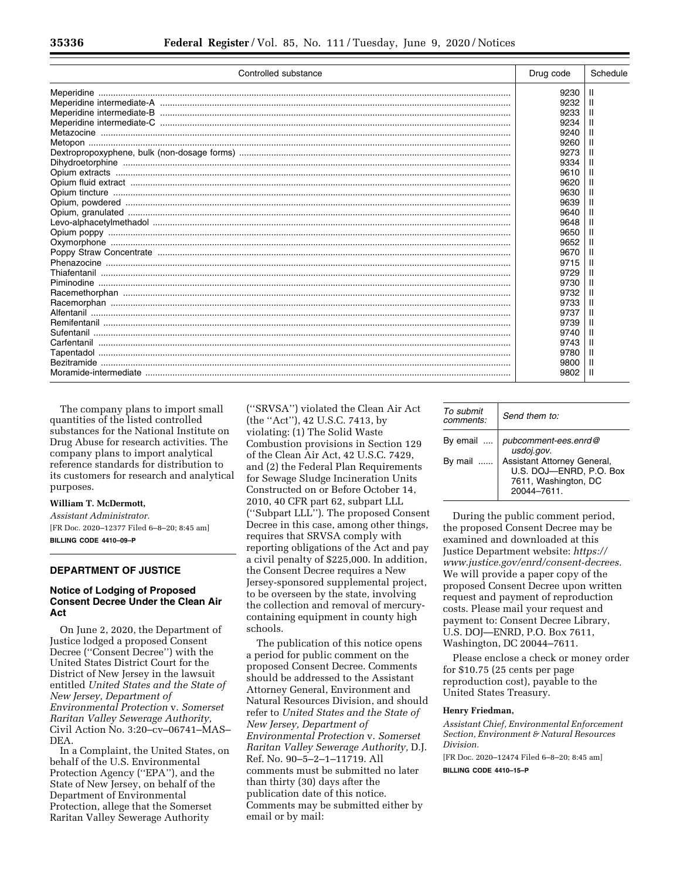| Controlled substance | Drug code | Schedule |
|---|---|---|
| Meperidine | 9230 | II |
| Meperidine intermediate-A | 9232 | II |
| Meperidine intermediate-B | 9233 | II |
| Meperidine intermediate-C | 9234 | II |
| Metazocine | 9240 | II |
| Metopon | 9260 | II |
| Dextropropoxyphene, bulk (non-dosage forms) | 9273 | II |
| Dihydroetorphine | 9334 | II |
| Opium extracts | 9610 | II |
| Opium fluid extract | 9620 | II |
| Opium tincture | 9630 | II |
| Opium, powdered | 9639 | II |
| Opium, granulated | 9640 | II |
| Levo-alphacetylmethadol | 9648 | II |
| Opium poppy | 9650 | II |
| Oxymorphone | 9652 | II |
| Poppy Straw Concentrate | 9670 | II |
| Phenazocine | 9715 | II |
| Thiafentanil | 9729 | II |
| Piminodine | 9730 | II |
| Racemethorphan | 9732 | II |
| Racemorphan | 9733 | II |
| Alfentanil | 9737 | II |
| Remifentanil | 9739 | II |
| Sufentanil | 9740 | II |
| Carfentanil | 9743 | II |
| Tapentadol | 9780 | II |
| Bezitramide | 9800 | II |
| Moramide-intermediate | 9802 | II |

The company plans to import small quantities of the listed controlled substances for the National Institute on Drug Abuse for research activities. The company plans to import analytical reference standards for distribution to its customers for research and analytical purposes.

**William T. McDermott,**

*Assistant Administrator.*

[FR Doc. 2020–12377 Filed 6–8–20; 8:45 am]

**BILLING CODE 4410–09–P**

## DEPARTMENT OF JUSTICE

### Notice of Lodging of Proposed Consent Decree Under the Clean Air Act

On June 2, 2020, the Department of Justice lodged a proposed Consent Decree (''Consent Decree'') with the United States District Court for the District of New Jersey in the lawsuit entitled *United States and the State of New Jersey, Department of Environmental Protection* v. *Somerset Raritan Valley Sewerage Authority,* Civil Action No. 3:20–cv–06741–MAS–DEA.

In a Complaint, the United States, on behalf of the U.S. Environmental Protection Agency (''EPA''), and the State of New Jersey, on behalf of the Department of Environmental Protection, allege that the Somerset Raritan Valley Sewerage Authority (''SRVSA'') violated the Clean Air Act (the ''Act''), 42 U.S.C. 7413, by violating: (1) The Solid Waste Combustion provisions in Section 129 of the Clean Air Act, 42 U.S.C. 7429, and (2) the Federal Plan Requirements for Sewage Sludge Incineration Units Constructed on or Before October 14, 2010, 40 CFR part 62, subpart LLL (''Subpart LLL''). The proposed Consent Decree in this case, among other things, requires that SRVSA comply with reporting obligations of the Act and pay a civil penalty of $225,000. In addition, the Consent Decree requires a New Jersey-sponsored supplemental project, to be overseen by the state, involving the collection and removal of mercury-containing equipment in county high schools.

The publication of this notice opens a period for public comment on the proposed Consent Decree. Comments should be addressed to the Assistant Attorney General, Environment and Natural Resources Division, and should refer to *United States and the State of New Jersey, Department of Environmental Protection* v. *Somerset Raritan Valley Sewerage Authority,* D.J. Ref. No. 90–5–2–1–11719. All comments must be submitted no later than thirty (30) days after the publication date of this notice. Comments may be submitted either by email or by mail:

| *To submit comments:* | *Send them to:* |
|---|---|
| By email | *pubcomment-ees.enrd@usdoj.gov.* |
| By mail | Assistant Attorney General, U.S. DOJ—ENRD, P.O. Box 7611, Washington, DC 20044–7611. |

During the public comment period, the proposed Consent Decree may be examined and downloaded at this Justice Department website: *https://www.justice.gov/enrd/consent-decrees.* We will provide a paper copy of the proposed Consent Decree upon written request and payment of reproduction costs. Please mail your request and payment to: Consent Decree Library, U.S. DOJ—ENRD, P.O. Box 7611, Washington, DC 20044–7611.

Please enclose a check or money order for $10.75 (25 cents per page reproduction cost), payable to the United States Treasury.

**Henry Friedman,**

*Assistant Chief, Environmental Enforcement Section, Environment & Natural Resources Division.*

[FR Doc. 2020–12474 Filed 6–8–20; 8:45 am]

**BILLING CODE 4410–15–P**